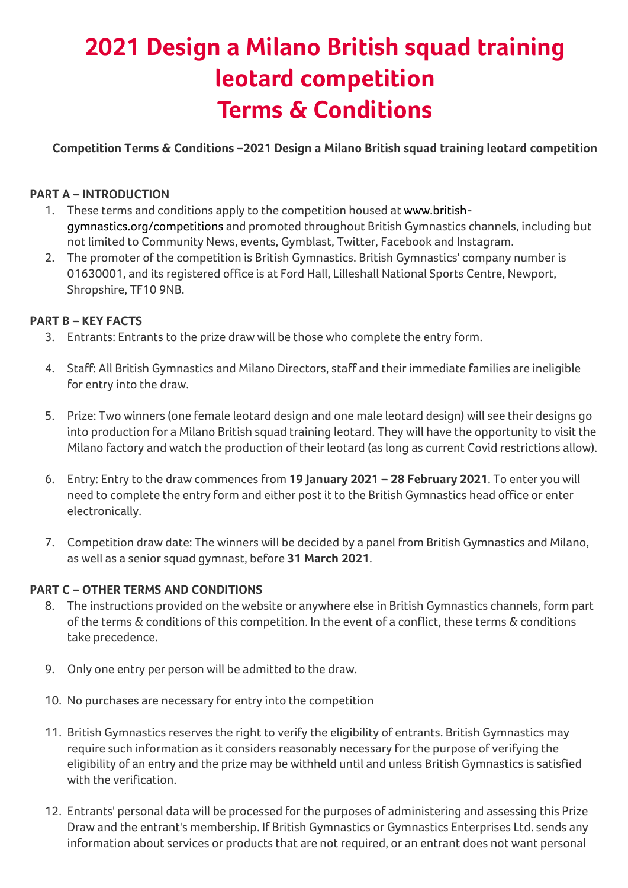# 2021 Design a Milano British squad training leotard competition
# Terms & Conditions

**Competition Terms & Conditions –2021 Design a Milano British squad training leotard competition**

**PART A – INTRODUCTION**

1. These terms and conditions apply to the competition housed at www.british-gymnastics.org/competitions and promoted throughout British Gymnastics channels, including but not limited to Community News, events, Gymblast, Twitter, Facebook and Instagram.
2. The promoter of the competition is British Gymnastics. British Gymnastics' company number is 01630001, and its registered office is at Ford Hall, Lilleshall National Sports Centre, Newport, Shropshire, TF10 9NB.

**PART B – KEY FACTS**

3. Entrants: Entrants to the prize draw will be those who complete the entry form.
4. Staff: All British Gymnastics and Milano Directors, staff and their immediate families are ineligible for entry into the draw.
5. Prize: Two winners (one female leotard design and one male leotard design) will see their designs go into production for a Milano British squad training leotard. They will have the opportunity to visit the Milano factory and watch the production of their leotard (as long as current Covid restrictions allow).
6. Entry: Entry to the draw commences from **19 January 2021 – 28 February 2021**. To enter you will need to complete the entry form and either post it to the British Gymnastics head office or enter electronically.
7. Competition draw date: The winners will be decided by a panel from British Gymnastics and Milano, as well as a senior squad gymnast, before **31 March 2021**.

**PART C – OTHER TERMS AND CONDITIONS**

8. The instructions provided on the website or anywhere else in British Gymnastics channels, form part of the terms & conditions of this competition. In the event of a conflict, these terms & conditions take precedence.
9. Only one entry per person will be admitted to the draw.
10. No purchases are necessary for entry into the competition
11. British Gymnastics reserves the right to verify the eligibility of entrants. British Gymnastics may require such information as it considers reasonably necessary for the purpose of verifying the eligibility of an entry and the prize may be withheld until and unless British Gymnastics is satisfied with the verification.
12. Entrants' personal data will be processed for the purposes of administering and assessing this Prize Draw and the entrant's membership. If British Gymnastics or Gymnastics Enterprises Ltd. sends any information about services or products that are not required, or an entrant does not want personal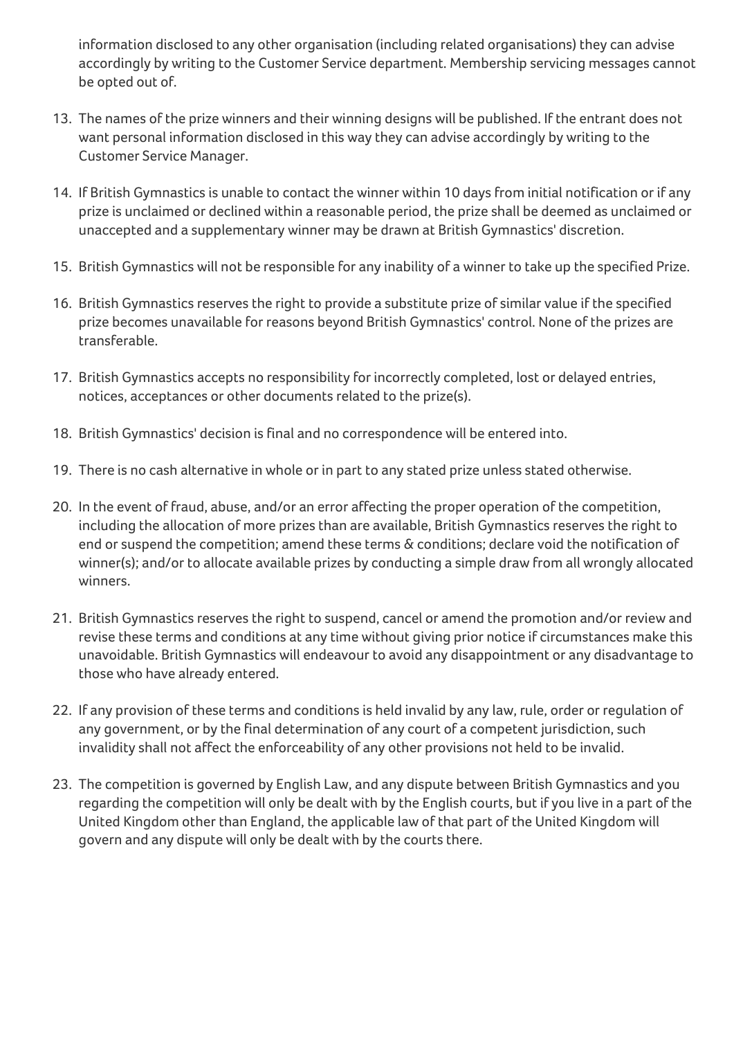information disclosed to any other organisation (including related organisations) they can advise accordingly by writing to the Customer Service department. Membership servicing messages cannot be opted out of.

13. The names of the prize winners and their winning designs will be published. If the entrant does not want personal information disclosed in this way they can advise accordingly by writing to the Customer Service Manager.
14. If British Gymnastics is unable to contact the winner within 10 days from initial notification or if any prize is unclaimed or declined within a reasonable period, the prize shall be deemed as unclaimed or unaccepted and a supplementary winner may be drawn at British Gymnastics' discretion.
15. British Gymnastics will not be responsible for any inability of a winner to take up the specified Prize.
16. British Gymnastics reserves the right to provide a substitute prize of similar value if the specified prize becomes unavailable for reasons beyond British Gymnastics' control. None of the prizes are transferable.
17. British Gymnastics accepts no responsibility for incorrectly completed, lost or delayed entries, notices, acceptances or other documents related to the prize(s).
18. British Gymnastics' decision is final and no correspondence will be entered into.
19. There is no cash alternative in whole or in part to any stated prize unless stated otherwise.
20. In the event of fraud, abuse, and/or an error affecting the proper operation of the competition, including the allocation of more prizes than are available, British Gymnastics reserves the right to end or suspend the competition; amend these terms & conditions; declare void the notification of winner(s); and/or to allocate available prizes by conducting a simple draw from all wrongly allocated winners.
21. British Gymnastics reserves the right to suspend, cancel or amend the promotion and/or review and revise these terms and conditions at any time without giving prior notice if circumstances make this unavoidable. British Gymnastics will endeavour to avoid any disappointment or any disadvantage to those who have already entered.
22. If any provision of these terms and conditions is held invalid by any law, rule, order or regulation of any government, or by the final determination of any court of a competent jurisdiction, such invalidity shall not affect the enforceability of any other provisions not held to be invalid.
23. The competition is governed by English Law, and any dispute between British Gymnastics and you regarding the competition will only be dealt with by the English courts, but if you live in a part of the United Kingdom other than England, the applicable law of that part of the United Kingdom will govern and any dispute will only be dealt with by the courts there.